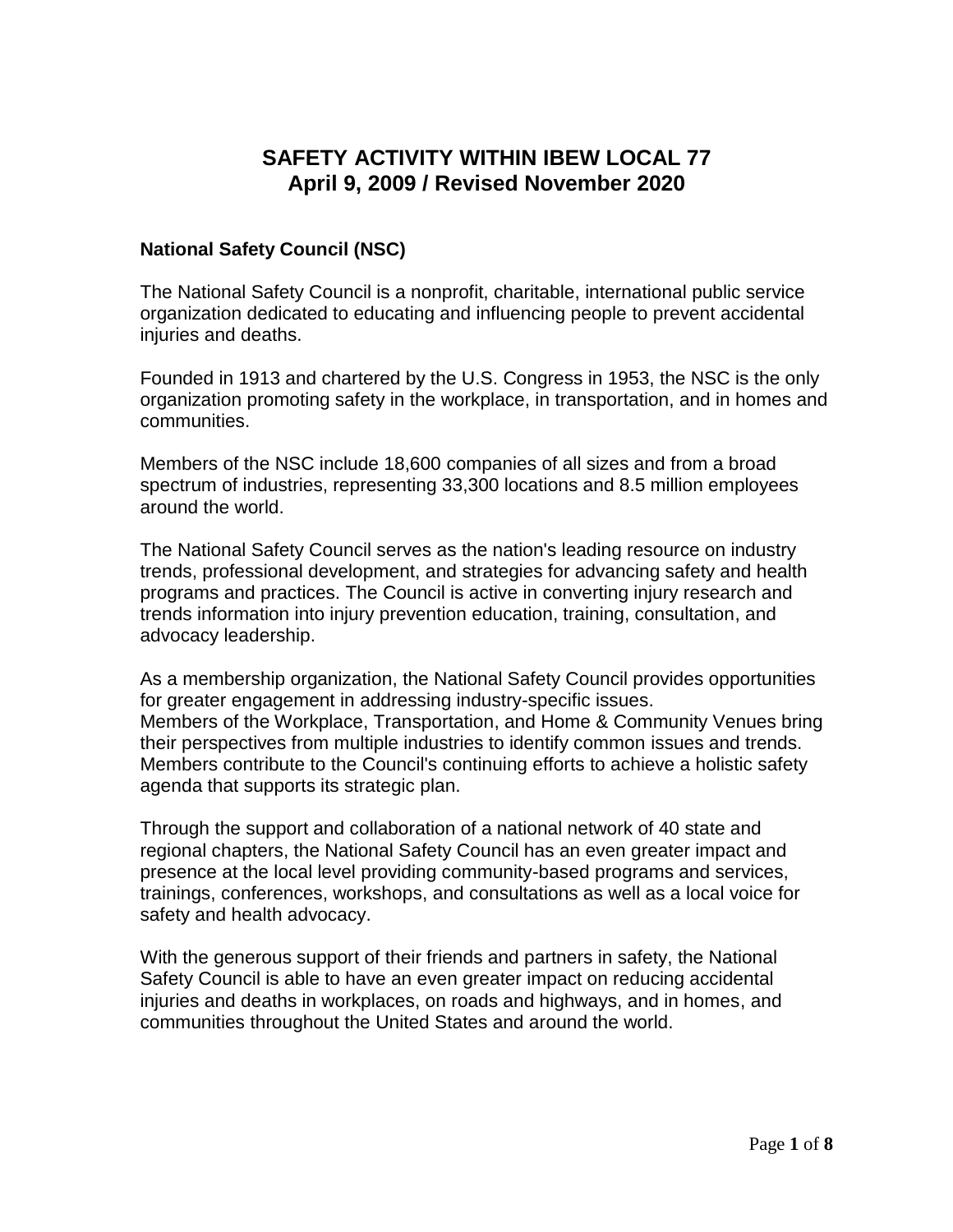# SAFETY ACTIVITY WITHIN IBEW LOCAL 77
# April 9, 2009 / Revised November 2020

## National Safety Council (NSC)

The National Safety Council is a nonprofit, charitable, international public service organization dedicated to educating and influencing people to prevent accidental injuries and deaths.

Founded in 1913 and chartered by the U.S. Congress in 1953, the NSC is the only organization promoting safety in the workplace, in transportation, and in homes and communities.

Members of the NSC include 18,600 companies of all sizes and from a broad spectrum of industries, representing 33,300 locations and 8.5 million employees around the world.

The National Safety Council serves as the nation's leading resource on industry trends, professional development, and strategies for advancing safety and health programs and practices. The Council is active in converting injury research and trends information into injury prevention education, training, consultation, and advocacy leadership.

As a membership organization, the National Safety Council provides opportunities for greater engagement in addressing industry-specific issues. Members of the Workplace, Transportation, and Home & Community Venues bring their perspectives from multiple industries to identify common issues and trends. Members contribute to the Council's continuing efforts to achieve a holistic safety agenda that supports its strategic plan.

Through the support and collaboration of a national network of 40 state and regional chapters, the National Safety Council has an even greater impact and presence at the local level providing community-based programs and services, trainings, conferences, workshops, and consultations as well as a local voice for safety and health advocacy.

With the generous support of their friends and partners in safety, the National Safety Council is able to have an even greater impact on reducing accidental injuries and deaths in workplaces, on roads and highways, and in homes, and communities throughout the United States and around the world.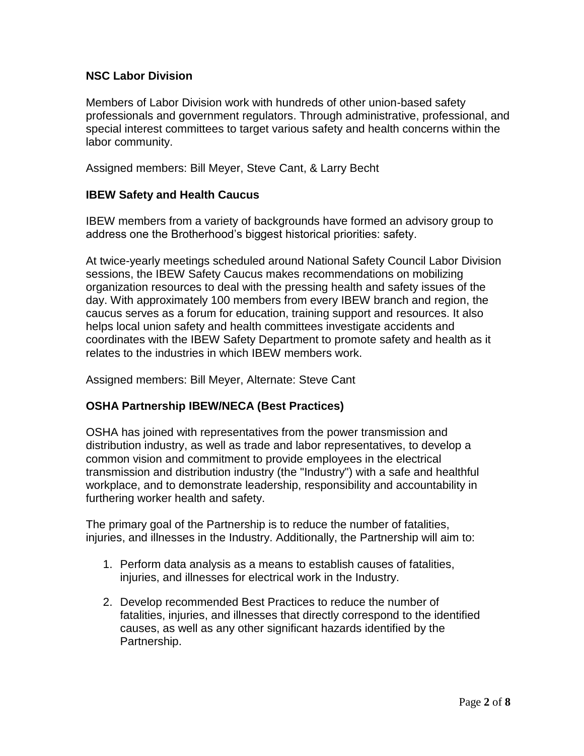**NSC Labor Division**

Members of Labor Division work with hundreds of other union-based safety professionals and government regulators. Through administrative, professional, and special interest committees to target various safety and health concerns within the labor community.

Assigned members: Bill Meyer, Steve Cant, & Larry Becht

**IBEW Safety and Health Caucus**

IBEW members from a variety of backgrounds have formed an advisory group to address one the Brotherhood's biggest historical priorities: safety.

At twice-yearly meetings scheduled around National Safety Council Labor Division sessions, the IBEW Safety Caucus makes recommendations on mobilizing organization resources to deal with the pressing health and safety issues of the day. With approximately 100 members from every IBEW branch and region, the caucus serves as a forum for education, training support and resources. It also helps local union safety and health committees investigate accidents and coordinates with the IBEW Safety Department to promote safety and health as it relates to the industries in which IBEW members work.

Assigned members: Bill Meyer, Alternate: Steve Cant

**OSHA Partnership IBEW/NECA (Best Practices)**

OSHA has joined with representatives from the power transmission and distribution industry, as well as trade and labor representatives, to develop a common vision and commitment to provide employees in the electrical transmission and distribution industry (the "Industry") with a safe and healthful workplace, and to demonstrate leadership, responsibility and accountability in furthering worker health and safety.

The primary goal of the Partnership is to reduce the number of fatalities, injuries, and illnesses in the Industry. Additionally, the Partnership will aim to:

1. Perform data analysis as a means to establish causes of fatalities, injuries, and illnesses for electrical work in the Industry.
2. Develop recommended Best Practices to reduce the number of fatalities, injuries, and illnesses that directly correspond to the identified causes, as well as any other significant hazards identified by the Partnership.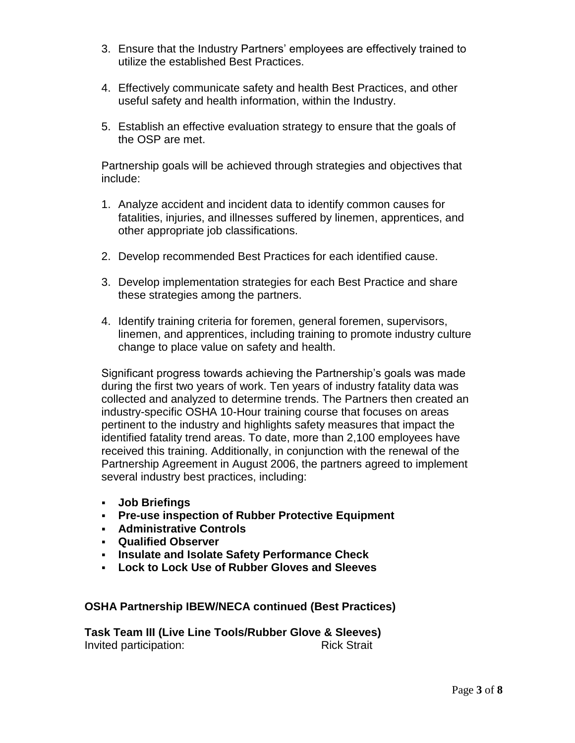3. Ensure that the Industry Partners' employees are effectively trained to utilize the established Best Practices.

4. Effectively communicate safety and health Best Practices, and other useful safety and health information, within the Industry.

5. Establish an effective evaluation strategy to ensure that the goals of the OSP are met.

Partnership goals will be achieved through strategies and objectives that include:

1. Analyze accident and incident data to identify common causes for fatalities, injuries, and illnesses suffered by linemen, apprentices, and other appropriate job classifications.

2. Develop recommended Best Practices for each identified cause.

3. Develop implementation strategies for each Best Practice and share these strategies among the partners.

4. Identify training criteria for foremen, general foremen, supervisors, linemen, and apprentices, including training to promote industry culture change to place value on safety and health.

Significant progress towards achieving the Partnership's goals was made during the first two years of work. Ten years of industry fatality data was collected and analyzed to determine trends. The Partners then created an industry-specific OSHA 10-Hour training course that focuses on areas pertinent to the industry and highlights safety measures that impact the identified fatality trend areas. To date, more than 2,100 employees have received this training. Additionally, in conjunction with the renewal of the Partnership Agreement in August 2006, the partners agreed to implement several industry best practices, including:

- **Job Briefings**
- **Pre-use inspection of Rubber Protective Equipment**
- **Administrative Controls**
- **Qualified Observer**
- **Insulate and Isolate Safety Performance Check**
- **Lock to Lock Use of Rubber Gloves and Sleeves**

**OSHA Partnership IBEW/NECA continued (Best Practices)**

**Task Team III (Live Line Tools/Rubber Glove & Sleeves)**

Invited participation: Rick Strait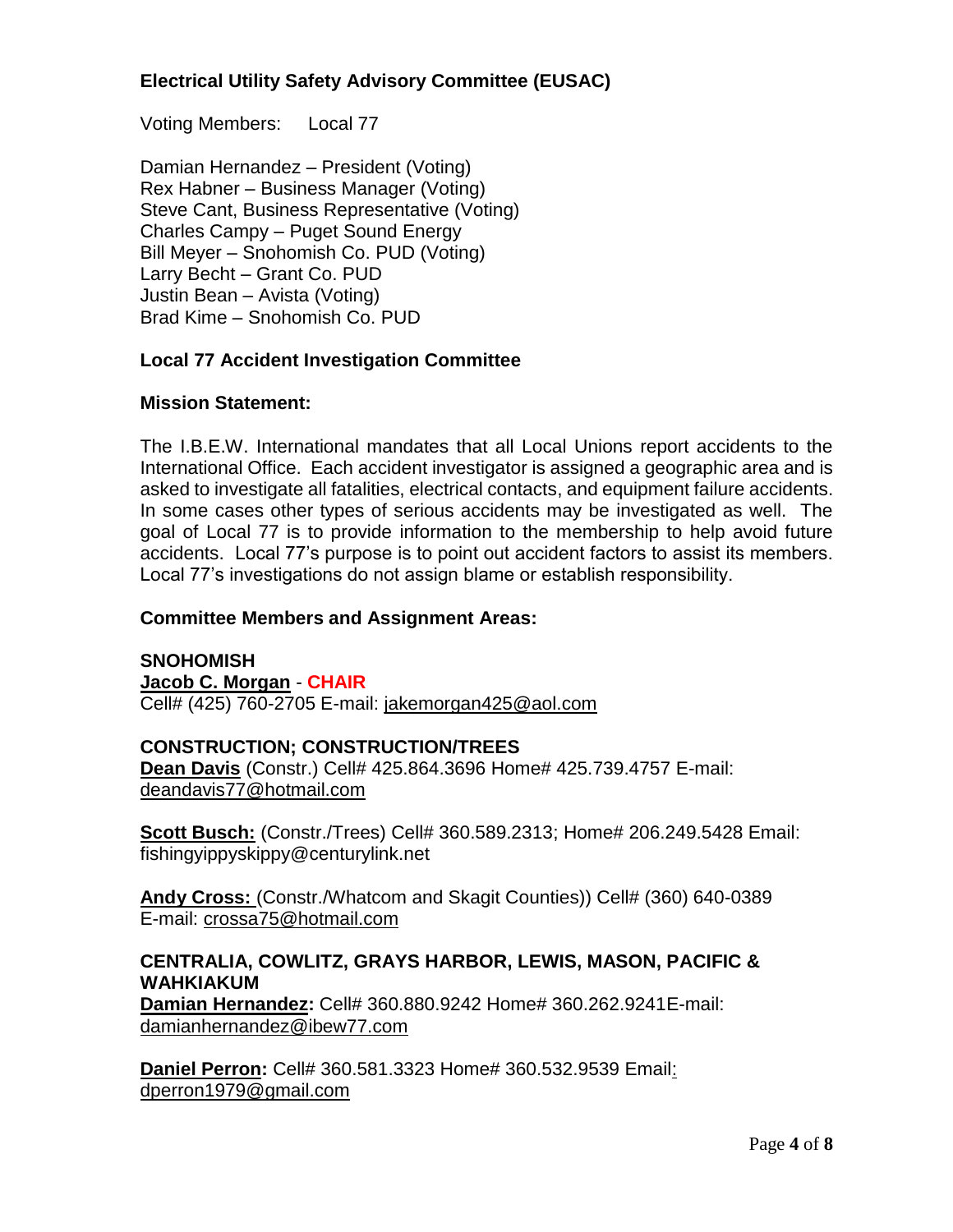## Electrical Utility Safety Advisory Committee (EUSAC)

Voting Members: Local 77

Damian Hernandez – President (Voting)
Rex Habner – Business Manager (Voting)
Steve Cant, Business Representative (Voting)
Charles Campy – Puget Sound Energy
Bill Meyer – Snohomish Co. PUD (Voting)
Larry Becht – Grant Co. PUD
Justin Bean – Avista (Voting)
Brad Kime – Snohomish Co. PUD

## Local 77 Accident Investigation Committee

### Mission Statement:

The I.B.E.W. International mandates that all Local Unions report accidents to the International Office. Each accident investigator is assigned a geographic area and is asked to investigate all fatalities, electrical contacts, and equipment failure accidents. In some cases other types of serious accidents may be investigated as well. The goal of Local 77 is to provide information to the membership to help avoid future accidents. Local 77's purpose is to point out accident factors to assist its members. Local 77's investigations do not assign blame or establish responsibility.

### Committee Members and Assignment Areas:

**SNOHOMISH**
**Jacob C. Morgan** - **CHAIR**
Cell# (425) 760-2705 E-mail: jakemorgan425@aol.com

**CONSTRUCTION; CONSTRUCTION/TREES**
**Dean Davis** (Constr.) Cell# 425.864.3696 Home# 425.739.4757 E-mail: deandavis77@hotmail.com

**Scott Busch:** (Constr./Trees) Cell# 360.589.2313; Home# 206.249.5428 Email: fishingyippyskippy@centurylink.net

**Andy Cross:** (Constr./Whatcom and Skagit Counties)) Cell# (360) 640-0389
E-mail: crossa75@hotmail.com

**CENTRALIA, COWLITZ, GRAYS HARBOR, LEWIS, MASON, PACIFIC & WAHKIAKUM**
**Damian Hernandez:** Cell# 360.880.9242 Home# 360.262.9241E-mail: damianhernandez@ibew77.com

**Daniel Perron:** Cell# 360.581.3323 Home# 360.532.9539 Email: dperron1979@gmail.com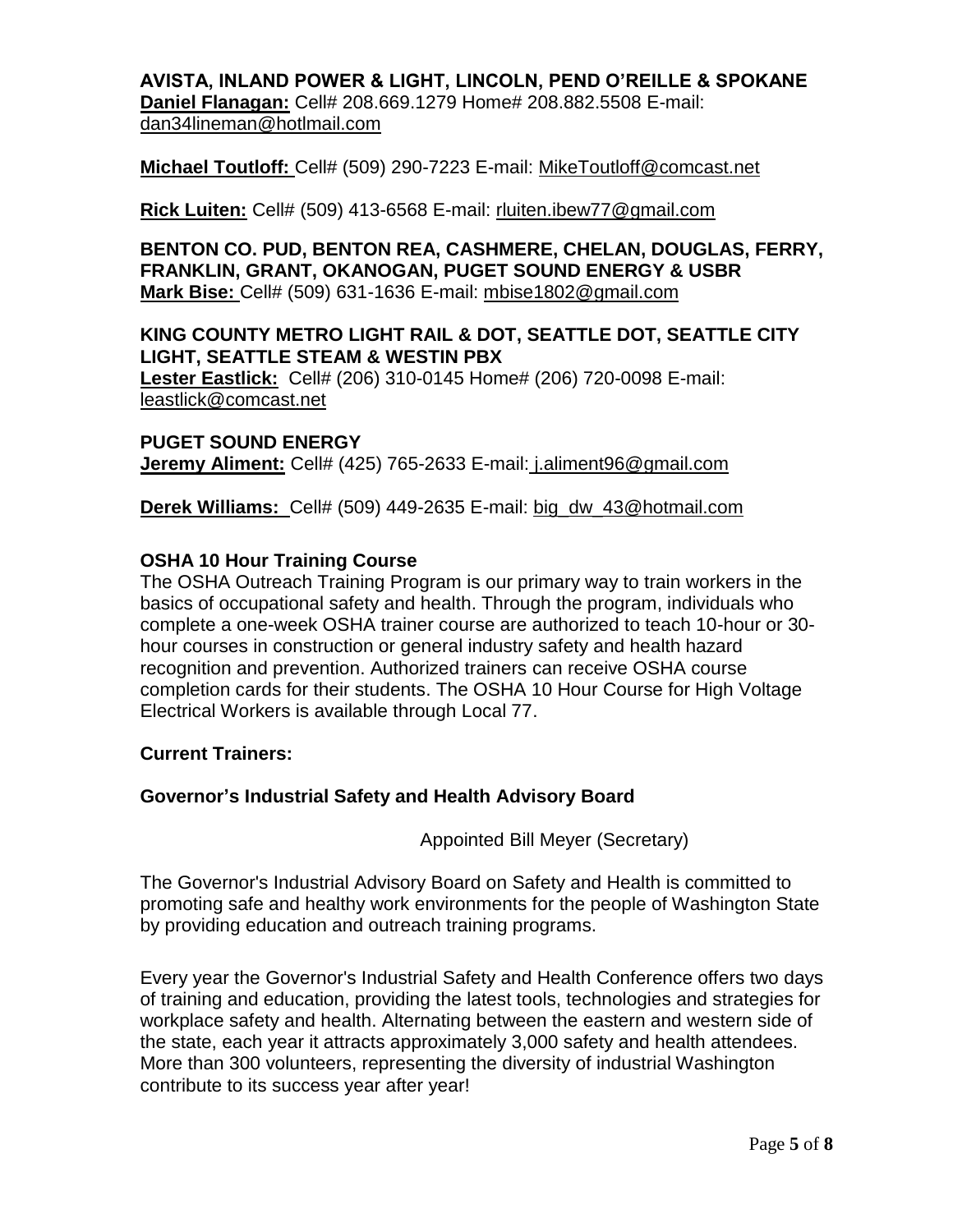**AVISTA, INLAND POWER & LIGHT, LINCOLN, PEND O'REILLE & SPOKANE**

**Daniel Flanagan:** Cell# 208.669.1279 Home# 208.882.5508 E-mail: dan34lineman@hotlmail.com

**Michael Toutloff:** Cell# (509) 290-7223 E-mail: MikeToutloff@comcast.net

**Rick Luiten:** Cell# (509) 413-6568 E-mail: rluiten.ibew77@gmail.com

**BENTON CO. PUD, BENTON REA, CASHMERE, CHELAN, DOUGLAS, FERRY, FRANKLIN, GRANT, OKANOGAN, PUGET SOUND ENERGY & USBR**

**Mark Bise:** Cell# (509) 631-1636 E-mail: mbise1802@gmail.com

**KING COUNTY METRO LIGHT RAIL & DOT, SEATTLE DOT, SEATTLE CITY LIGHT, SEATTLE STEAM & WESTIN PBX**

**Lester Eastlick:** Cell# (206) 310-0145 Home# (206) 720-0098 E-mail: leastlick@comcast.net

**PUGET SOUND ENERGY**

**Jeremy Aliment:** Cell# (425) 765-2633 E-mail: j.aliment96@gmail.com

**Derek Williams:** Cell# (509) 449-2635 E-mail: big_dw_43@hotmail.com

## OSHA 10 Hour Training Course

The OSHA Outreach Training Program is our primary way to train workers in the basics of occupational safety and health. Through the program, individuals who complete a one-week OSHA trainer course are authorized to teach 10-hour or 30-hour courses in construction or general industry safety and health hazard recognition and prevention. Authorized trainers can receive OSHA course completion cards for their students. The OSHA 10 Hour Course for High Voltage Electrical Workers is available through Local 77.

**Current Trainers:**

## Governor's Industrial Safety and Health Advisory Board

Appointed Bill Meyer (Secretary)

The Governor's Industrial Advisory Board on Safety and Health is committed to promoting safe and healthy work environments for the people of Washington State by providing education and outreach training programs.

Every year the Governor's Industrial Safety and Health Conference offers two days of training and education, providing the latest tools, technologies and strategies for workplace safety and health. Alternating between the eastern and western side of the state, each year it attracts approximately 3,000 safety and health attendees. More than 300 volunteers, representing the diversity of industrial Washington contribute to its success year after year!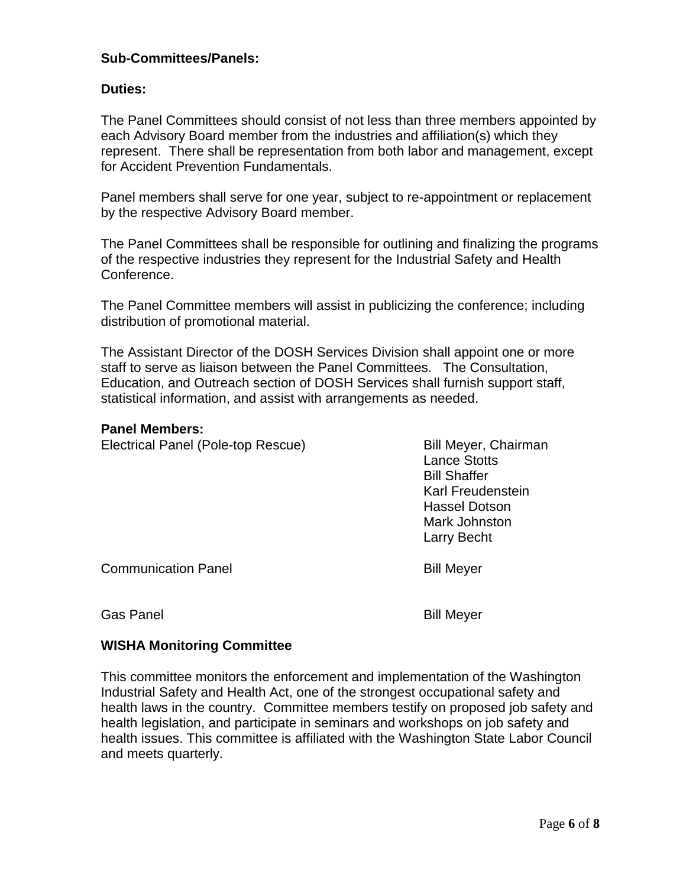**Sub-Committees/Panels:**

**Duties:**

The Panel Committees should consist of not less than three members appointed by each Advisory Board member from the industries and affiliation(s) which they represent. There shall be representation from both labor and management, except for Accident Prevention Fundamentals.

Panel members shall serve for one year, subject to re-appointment or replacement by the respective Advisory Board member.

The Panel Committees shall be responsible for outlining and finalizing the programs of the respective industries they represent for the Industrial Safety and Health Conference.

The Panel Committee members will assist in publicizing the conference; including distribution of promotional material.

The Assistant Director of the DOSH Services Division shall appoint one or more staff to serve as liaison between the Panel Committees. The Consultation, Education, and Outreach section of DOSH Services shall furnish support staff, statistical information, and assist with arrangements as needed.

**Panel Members:**

| | |
|---|---|
| Electrical Panel (Pole-top Rescue) | Bill Meyer, Chairman<br>Lance Stotts<br>Bill Shaffer<br>Karl Freudenstein<br>Hassel Dotson<br>Mark Johnston<br>Larry Becht |
| Communication Panel | Bill Meyer |
| Gas Panel | Bill Meyer |

**WISHA Monitoring Committee**

This committee monitors the enforcement and implementation of the Washington Industrial Safety and Health Act, one of the strongest occupational safety and health laws in the country. Committee members testify on proposed job safety and health legislation, and participate in seminars and workshops on job safety and health issues. This committee is affiliated with the Washington State Labor Council and meets quarterly.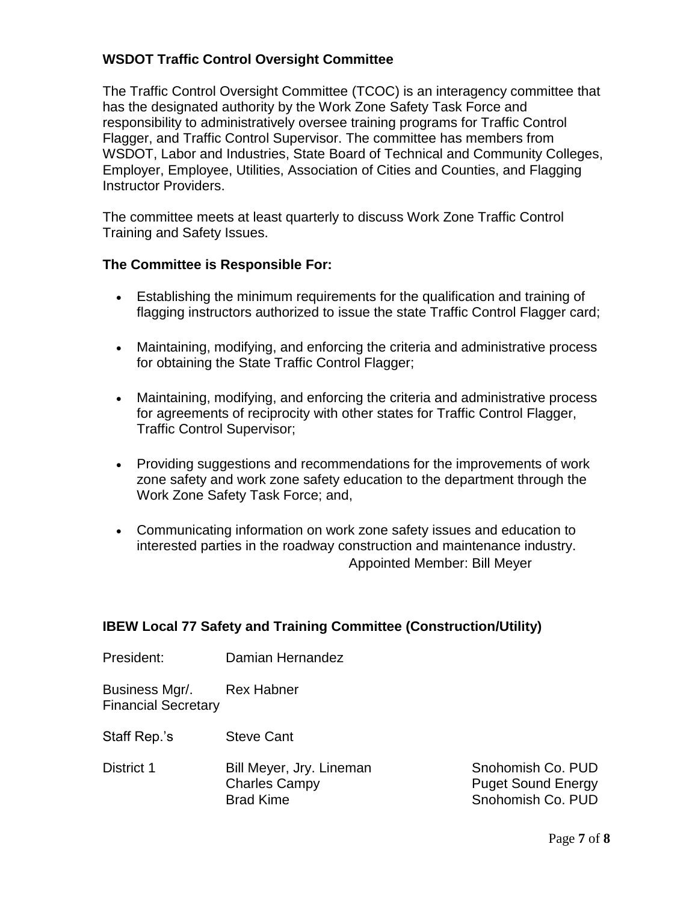**WSDOT Traffic Control Oversight Committee**

The Traffic Control Oversight Committee (TCOC) is an interagency committee that has the designated authority by the Work Zone Safety Task Force and responsibility to administratively oversee training programs for Traffic Control Flagger, and Traffic Control Supervisor. The committee has members from WSDOT, Labor and Industries, State Board of Technical and Community Colleges, Employer, Employee, Utilities, Association of Cities and Counties, and Flagging Instructor Providers.

The committee meets at least quarterly to discuss Work Zone Traffic Control Training and Safety Issues.

**The Committee is Responsible For:**

- Establishing the minimum requirements for the qualification and training of flagging instructors authorized to issue the state Traffic Control Flagger card;
- Maintaining, modifying, and enforcing the criteria and administrative process for obtaining the State Traffic Control Flagger;
- Maintaining, modifying, and enforcing the criteria and administrative process for agreements of reciprocity with other states for Traffic Control Flagger, Traffic Control Supervisor;
- Providing suggestions and recommendations for the improvements of work zone safety and work zone safety education to the department through the Work Zone Safety Task Force; and,
- Communicating information on work zone safety issues and education to interested parties in the roadway construction and maintenance industry.

Appointed Member: Bill Meyer

**IBEW Local 77 Safety and Training Committee (Construction/Utility)**

| | | |
|---|---|---|
| President: | Damian Hernandez | |
| Business Mgr/. Financial Secretary | Rex Habner | |
| Staff Rep.'s | Steve Cant | |
| District 1 | Bill Meyer, Jry. Lineman | Snohomish Co. PUD |
| | Charles Campy | Puget Sound Energy |
| | Brad Kime | Snohomish Co. PUD |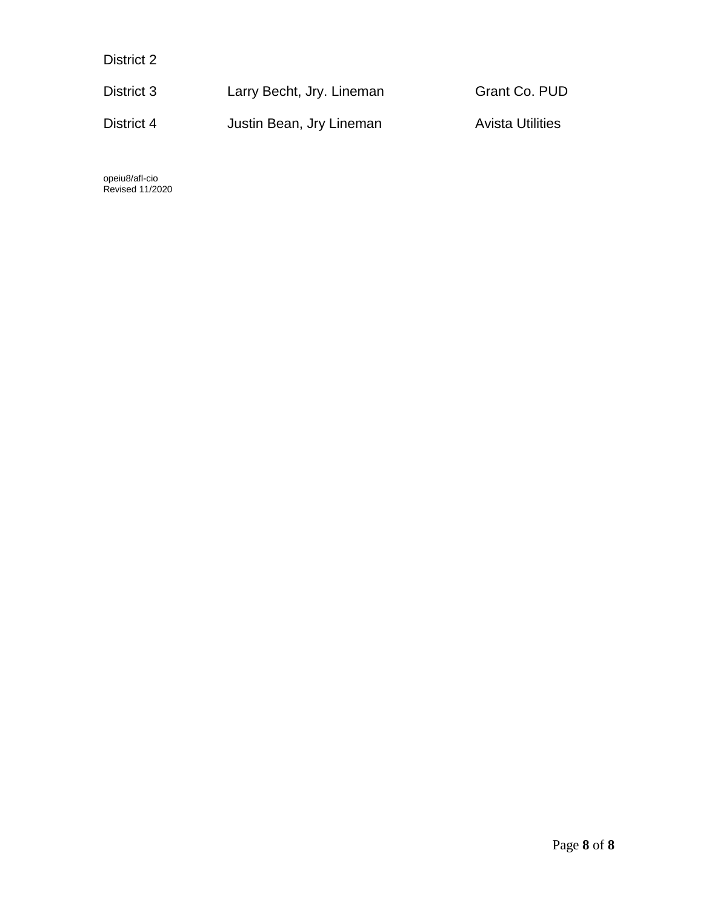| | | |
|---|---|---|
| District 2 | | |
| District 3 | Larry Becht, Jry. Lineman | Grant Co. PUD |
| District 4 | Justin Bean, Jry Lineman | Avista Utilities |

opeiu8/afl-cio
Revised 11/2020